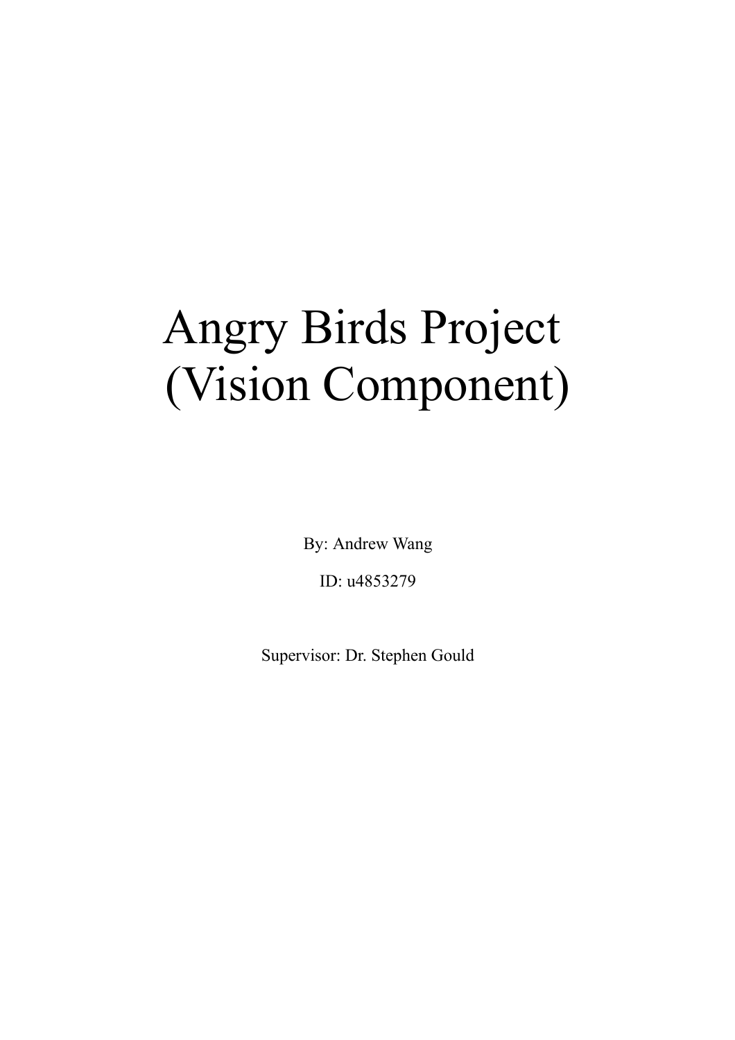# Angry Birds Project (Vision Component)

By: Andrew Wang

ID: u4853279

Supervisor: Dr. Stephen Gould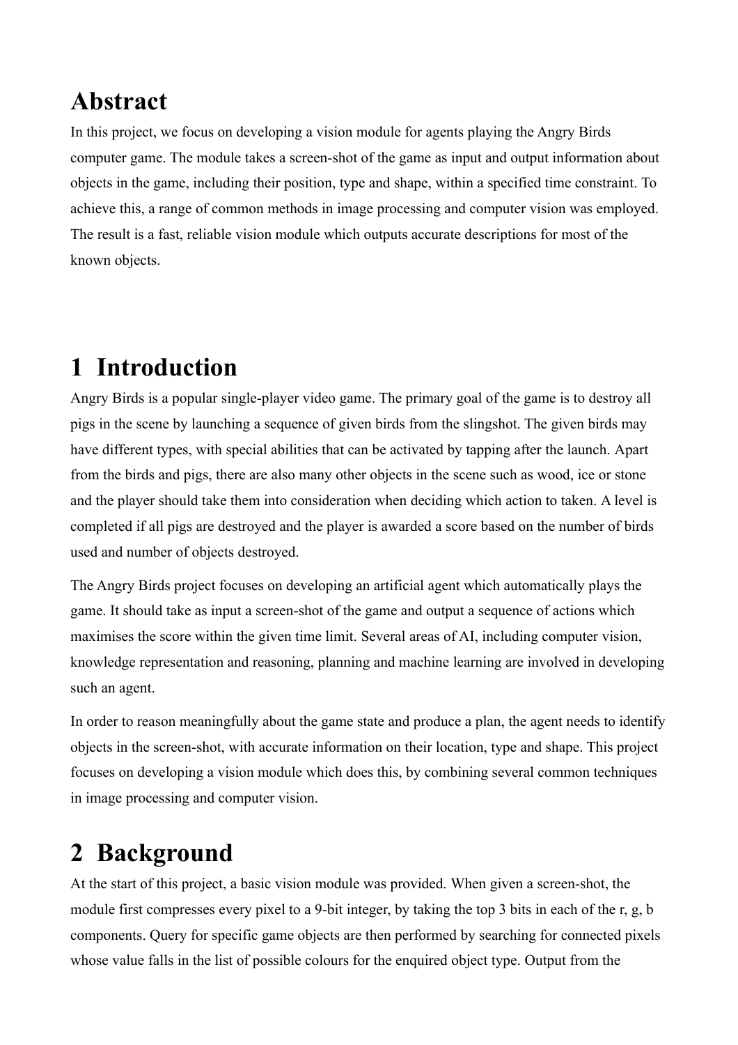# Abstract

In this project, we focus on developing a vision module for agents playing the Angry Birds computer game. The module takes a screen-shot of the game as input and output information about objects in the game, including their position, type and shape, within a specified time constraint. To achieve this, a range of common methods in image processing and computer vision was employed. The result is a fast, reliable vision module which outputs accurate descriptions for most of the known objects.

# 1 Introduction

Angry Birds is a popular single-player video game. The primary goal of the game is to destroy all pigs in the scene by launching a sequence of given birds from the slingshot. The given birds may have different types, with special abilities that can be activated by tapping after the launch. Apart from the birds and pigs, there are also many other objects in the scene such as wood, ice or stone and the player should take them into consideration when deciding which action to taken. A level is completed if all pigs are destroyed and the player is awarded a score based on the number of birds used and number of objects destroyed.

The Angry Birds project focuses on developing an artificial agent which automatically plays the game. It should take as input a screen-shot of the game and output a sequence of actions which maximises the score within the given time limit. Several areas of AI, including computer vision, knowledge representation and reasoning, planning and machine learning are involved in developing such an agent.

In order to reason meaningfully about the game state and produce a plan, the agent needs to identify objects in the screen-shot, with accurate information on their location, type and shape. This project focuses on developing a vision module which does this, by combining several common techniques in image processing and computer vision.

# 2 Background

At the start of this project, a basic vision module was provided. When given a screen-shot, the module first compresses every pixel to a 9-bit integer, by taking the top 3 bits in each of the r, g, b components. Query for specific game objects are then performed by searching for connected pixels whose value falls in the list of possible colours for the enquired object type. Output from the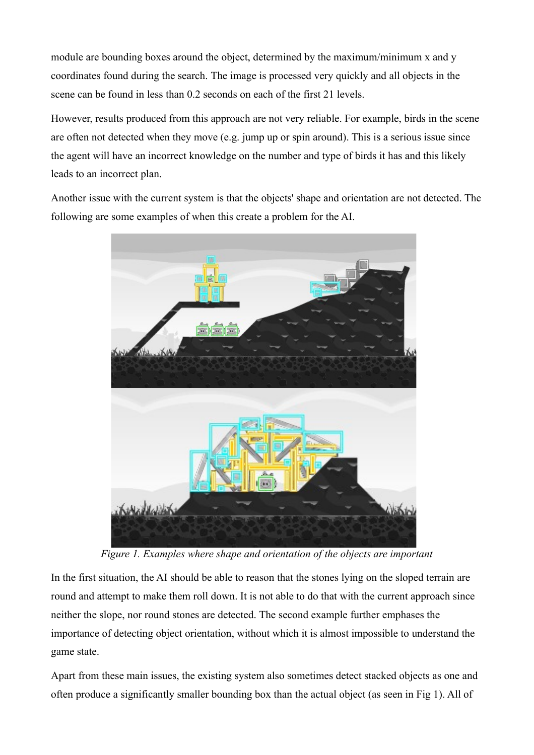module are bounding boxes around the object, determined by the maximum/minimum x and y coordinates found during the search. The image is processed very quickly and all objects in the scene can be found in less than 0.2 seconds on each of the first 21 levels.

However, results produced from this approach are not very reliable. For example, birds in the scene are often not detected when they move (e.g. jump up or spin around). This is a serious issue since the agent will have an incorrect knowledge on the number and type of birds it has and this likely leads to an incorrect plan.

Another issue with the current system is that the objects' shape and orientation are not detected. The following are some examples of when this create a problem for the AI.

*Figure 1. Examples where shape and orientation of the objects are important*

In the first situation, the AI should be able to reason that the stones lying on the sloped terrain are round and attempt to make them roll down. It is not able to do that with the current approach since neither the slope, nor round stones are detected. The second example further emphases the importance of detecting object orientation, without which it is almost impossible to understand the game state.

Apart from these main issues, the existing system also sometimes detect stacked objects as one and often produce a significantly smaller bounding box than the actual object (as seen in Fig 1). All of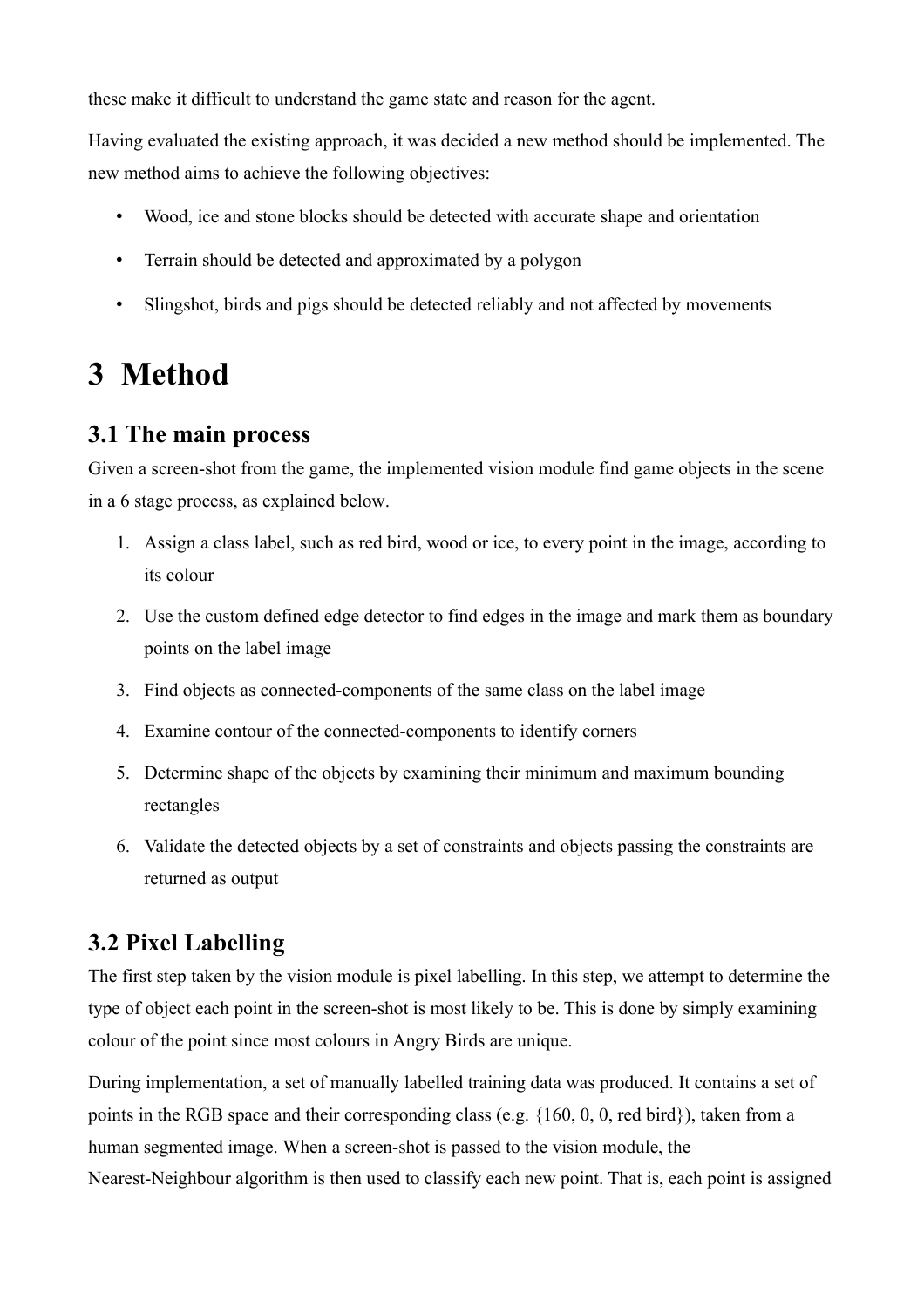these make it difficult to understand the game state and reason for the agent.

Having evaluated the existing approach, it was decided a new method should be implemented. The new method aims to achieve the following objectives:

- Wood, ice and stone blocks should be detected with accurate shape and orientation
- Terrain should be detected and approximated by a polygon
- Slingshot, birds and pigs should be detected reliably and not affected by movements

# 3 Method

## 3.1 The main process

Given a screen-shot from the game, the implemented vision module find game objects in the scene in a 6 stage process, as explained below.

1. Assign a class label, such as red bird, wood or ice, to every point in the image, according to its colour
2. Use the custom defined edge detector to find edges in the image and mark them as boundary points on the label image
3. Find objects as connected-components of the same class on the label image
4. Examine contour of the connected-components to identify corners
5. Determine shape of the objects by examining their minimum and maximum bounding rectangles
6. Validate the detected objects by a set of constraints and objects passing the constraints are returned as output

## 3.2 Pixel Labelling

The first step taken by the vision module is pixel labelling. In this step, we attempt to determine the type of object each point in the screen-shot is most likely to be. This is done by simply examining colour of the point since most colours in Angry Birds are unique.

During implementation, a set of manually labelled training data was produced. It contains a set of points in the RGB space and their corresponding class (e.g. {160, 0, 0, red bird}), taken from a human segmented image. When a screen-shot is passed to the vision module, the Nearest-Neighbour algorithm is then used to classify each new point. That is, each point is assigned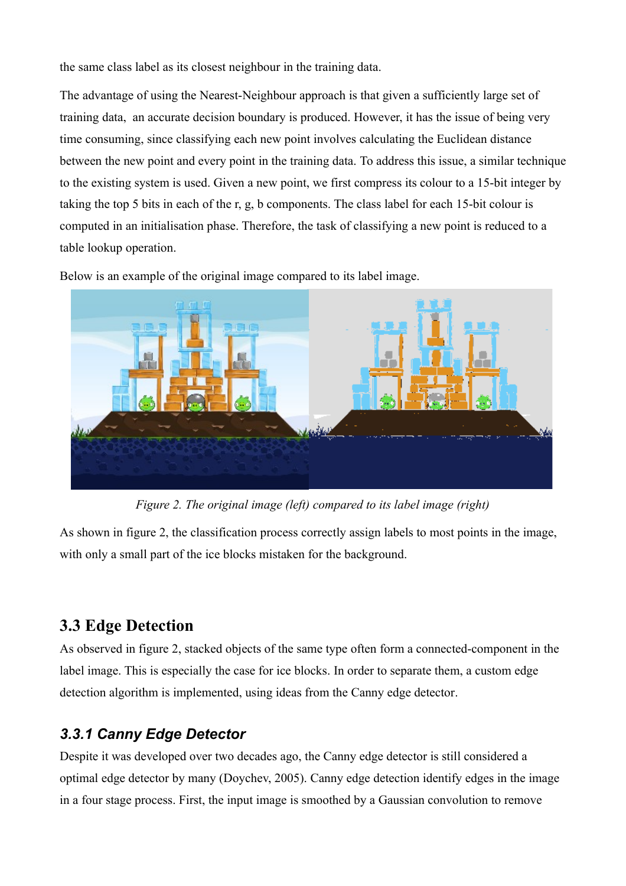the same class label as its closest neighbour in the training data.

The advantage of using the Nearest-Neighbour approach is that given a sufficiently large set of training data, an accurate decision boundary is produced. However, it has the issue of being very time consuming, since classifying each new point involves calculating the Euclidean distance between the new point and every point in the training data. To address this issue, a similar technique to the existing system is used. Given a new point, we first compress its colour to a 15-bit integer by taking the top 5 bits in each of the r, g, b components. The class label for each 15-bit colour is computed in an initialisation phase. Therefore, the task of classifying a new point is reduced to a table lookup operation.

Below is an example of the original image compared to its label image.

*Figure 2. The original image (left) compared to its label image (right)*

As shown in figure 2, the classification process correctly assign labels to most points in the image, with only a small part of the ice blocks mistaken for the background.

## 3.3 Edge Detection

As observed in figure 2, stacked objects of the same type often form a connected-component in the label image. This is especially the case for ice blocks. In order to separate them, a custom edge detection algorithm is implemented, using ideas from the Canny edge detector.

### *3.3.1 Canny Edge Detector*

Despite it was developed over two decades ago, the Canny edge detector is still considered a optimal edge detector by many (Doychev, 2005). Canny edge detection identify edges in the image in a four stage process. First, the input image is smoothed by a Gaussian convolution to remove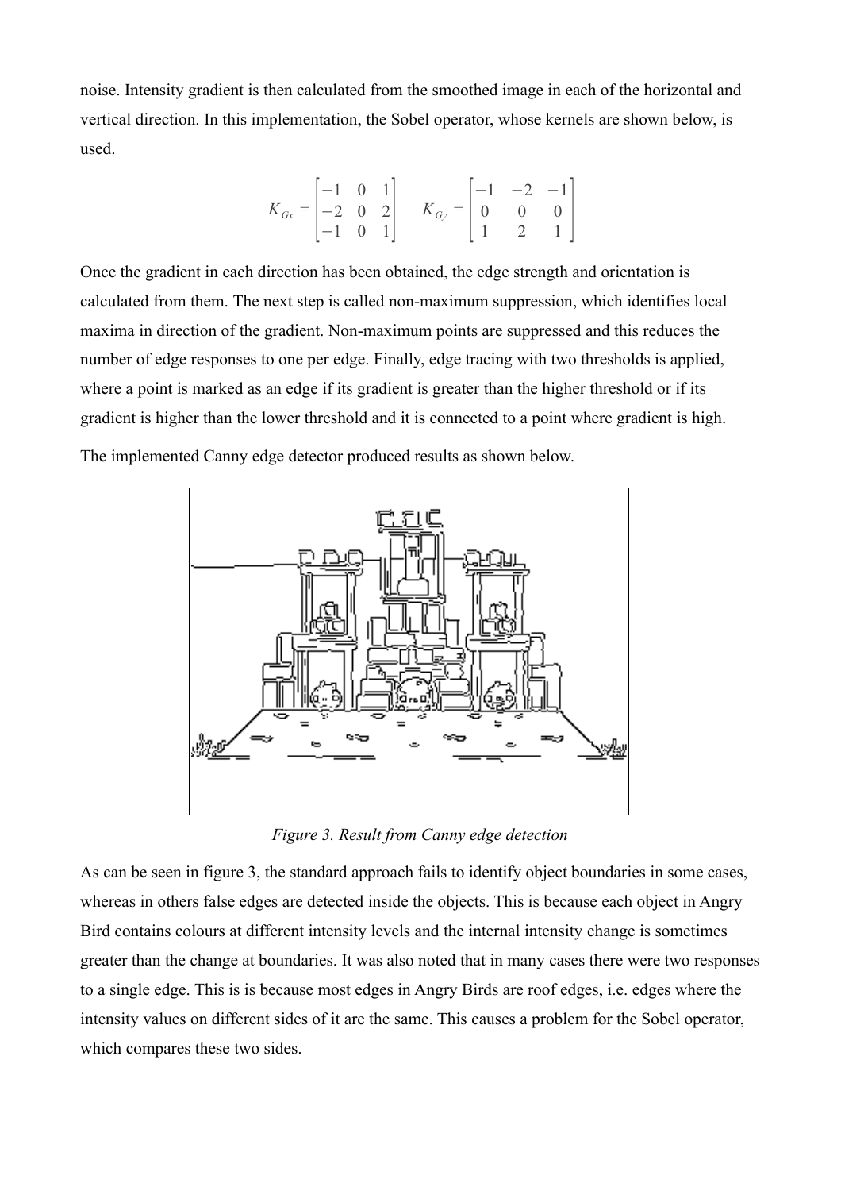noise. Intensity gradient is then calculated from the smoothed image in each of the horizontal and vertical direction. In this implementation, the Sobel operator, whose kernels are shown below, is used.

$$K_{Gx} = \begin{bmatrix} -1 & 0 & 1 \\ -2 & 0 & 2 \\ -1 & 0 & 1 \end{bmatrix} \quad K_{Gy} = \begin{bmatrix} -1 & -2 & -1 \\ 0 & 0 & 0 \\ 1 & 2 & 1 \end{bmatrix}$$

Once the gradient in each direction has been obtained, the edge strength and orientation is calculated from them. The next step is called non-maximum suppression, which identifies local maxima in direction of the gradient. Non-maximum points are suppressed and this reduces the number of edge responses to one per edge. Finally, edge tracing with two thresholds is applied, where a point is marked as an edge if its gradient is greater than the higher threshold or if its gradient is higher than the lower threshold and it is connected to a point where gradient is high.

The implemented Canny edge detector produced results as shown below.

*Figure 3. Result from Canny edge detection*

As can be seen in figure 3, the standard approach fails to identify object boundaries in some cases, whereas in others false edges are detected inside the objects. This is because each object in Angry Bird contains colours at different intensity levels and the internal intensity change is sometimes greater than the change at boundaries. It was also noted that in many cases there were two responses to a single edge. This is is because most edges in Angry Birds are roof edges, i.e. edges where the intensity values on different sides of it are the same. This causes a problem for the Sobel operator, which compares these two sides.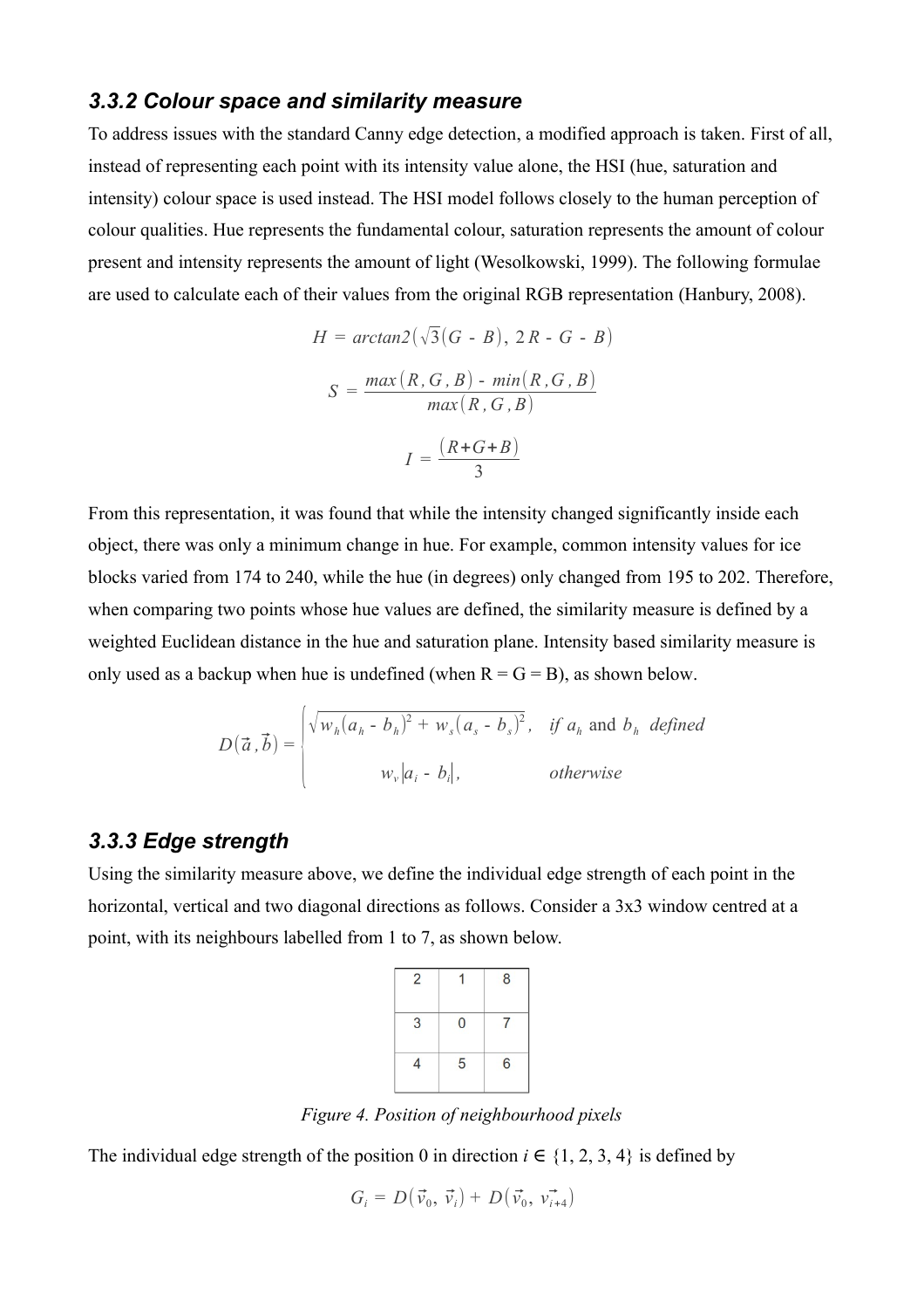### 3.3.2 Colour space and similarity measure

To address issues with the standard Canny edge detection, a modified approach is taken. First of all, instead of representing each point with its intensity value alone, the HSI (hue, saturation and intensity) colour space is used instead. The HSI model follows closely to the human perception of colour qualities. Hue represents the fundamental colour, saturation represents the amount of colour present and intensity represents the amount of light (Wesolkowski, 1999). The following formulae are used to calculate each of their values from the original RGB representation (Hanbury, 2008).

$$H = arctan2(\sqrt{3}(G - B),\ 2R - G - B)$$

$$S = \frac{max(R, G, B) - min(R, G, B)}{max(R, G, B)}$$

$$I = \frac{(R + G + B)}{3}$$

From this representation, it was found that while the intensity changed significantly inside each object, there was only a minimum change in hue. For example, common intensity values for ice blocks varied from 174 to 240, while the hue (in degrees) only changed from 195 to 202. Therefore, when comparing two points whose hue values are defined, the similarity measure is defined by a weighted Euclidean distance in the hue and saturation plane. Intensity based similarity measure is only used as a backup when hue is undefined (when R = G = B), as shown below.

$$D(\vec{a}, \vec{b}) = \begin{cases} \sqrt{w_h(a_h - b_h)^2 + w_s(a_s - b_s)^2}, & \text{if } a_h \text{ and } b_h \text{ defined} \\ w_v|a_i - b_i|, & \text{otherwise} \end{cases}$$

### 3.3.3 Edge strength

Using the similarity measure above, we define the individual edge strength of each point in the horizontal, vertical and two diagonal directions as follows. Consider a 3x3 window centred at a point, with its neighbours labelled from 1 to 7, as shown below.

| 2 | 1 | 8 |
|---|---|---|
| 3 | 0 | 7 |
| 4 | 5 | 6 |

*Figure 4. Position of neighbourhood pixels*

The individual edge strength of the position 0 in direction $i \in \{1, 2, 3, 4\}$ is defined by

$$G_i = D(\vec{v}_0, \vec{v}_i) + D(\vec{v}_0, \vec{v_{i+4}})$$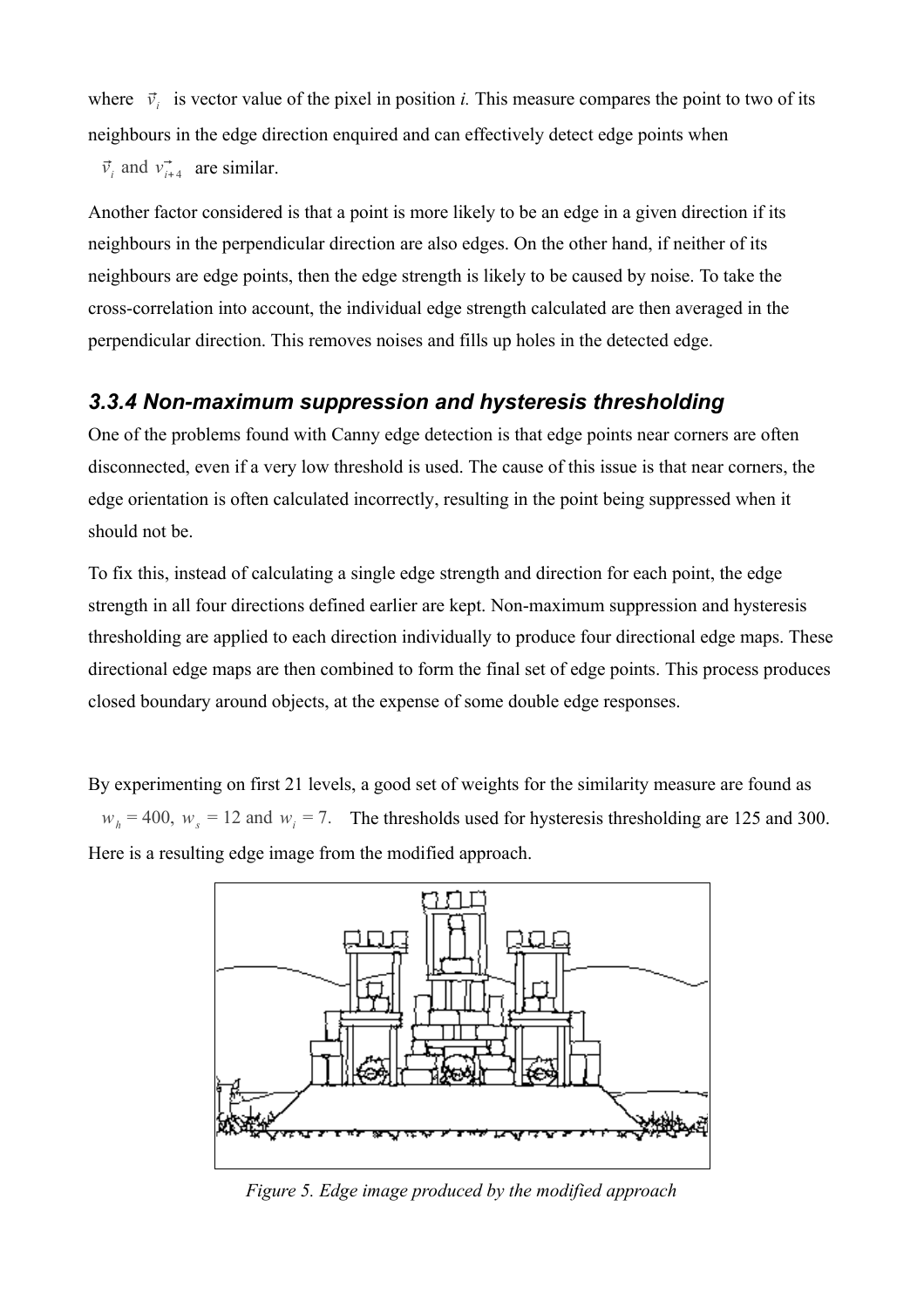where $\vec{v}_i$ is vector value of the pixel in position *i.* This measure compares the point to two of its neighbours in the edge direction enquired and can effectively detect edge points when $\vec{v}_i$ and $\vec{v}_{i+4}$ are similar.

Another factor considered is that a point is more likely to be an edge in a given direction if its neighbours in the perpendicular direction are also edges. On the other hand, if neither of its neighbours are edge points, then the edge strength is likely to be caused by noise. To take the cross-correlation into account, the individual edge strength calculated are then averaged in the perpendicular direction. This removes noises and fills up holes in the detected edge.

### *3.3.4 Non-maximum suppression and hysteresis thresholding*

One of the problems found with Canny edge detection is that edge points near corners are often disconnected, even if a very low threshold is used. The cause of this issue is that near corners, the edge orientation is often calculated incorrectly, resulting in the point being suppressed when it should not be.

To fix this, instead of calculating a single edge strength and direction for each point, the edge strength in all four directions defined earlier are kept. Non-maximum suppression and hysteresis thresholding are applied to each direction individually to produce four directional edge maps. These directional edge maps are then combined to form the final set of edge points. This process produces closed boundary around objects, at the expense of some double edge responses.

By experimenting on first 21 levels, a good set of weights for the similarity measure are found as $w_h = 400$, $w_s = 12$ and $w_i = 7$. The thresholds used for hysteresis thresholding are 125 and 300. Here is a resulting edge image from the modified approach.

*Figure 5. Edge image produced by the modified approach*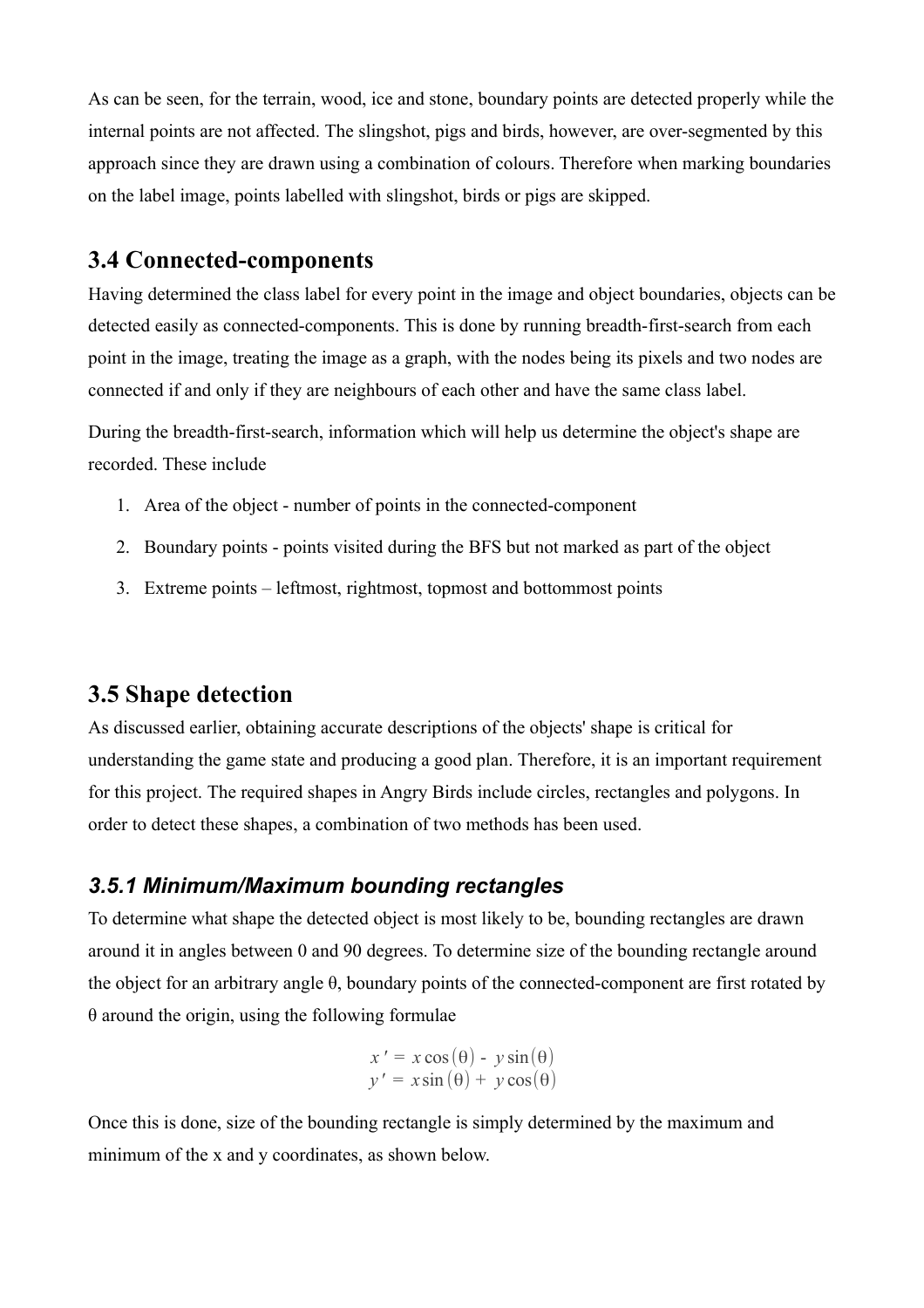As can be seen, for the terrain, wood, ice and stone, boundary points are detected properly while the internal points are not affected. The slingshot, pigs and birds, however, are over-segmented by this approach since they are drawn using a combination of colours. Therefore when marking boundaries on the label image, points labelled with slingshot, birds or pigs are skipped.

## 3.4 Connected-components

Having determined the class label for every point in the image and object boundaries, objects can be detected easily as connected-components. This is done by running breadth-first-search from each point in the image, treating the image as a graph, with the nodes being its pixels and two nodes are connected if and only if they are neighbours of each other and have the same class label.

During the breadth-first-search, information which will help us determine the object's shape are recorded. These include

1. Area of the object - number of points in the connected-component
2. Boundary points - points visited during the BFS but not marked as part of the object
3. Extreme points – leftmost, rightmost, topmost and bottommost points

## 3.5 Shape detection

As discussed earlier, obtaining accurate descriptions of the objects' shape is critical for understanding the game state and producing a good plan. Therefore, it is an important requirement for this project. The required shapes in Angry Birds include circles, rectangles and polygons. In order to detect these shapes, a combination of two methods has been used.

### *3.5.1 Minimum/Maximum bounding rectangles*

To determine what shape the detected object is most likely to be, bounding rectangles are drawn around it in angles between 0 and 90 degrees. To determine size of the bounding rectangle around the object for an arbitrary angle θ, boundary points of the connected-component are first rotated by θ around the origin, using the following formulae

$$x' = x\cos(\theta) - y\sin(\theta)$$
$$y' = x\sin(\theta) + y\cos(\theta)$$

Once this is done, size of the bounding rectangle is simply determined by the maximum and minimum of the x and y coordinates, as shown below.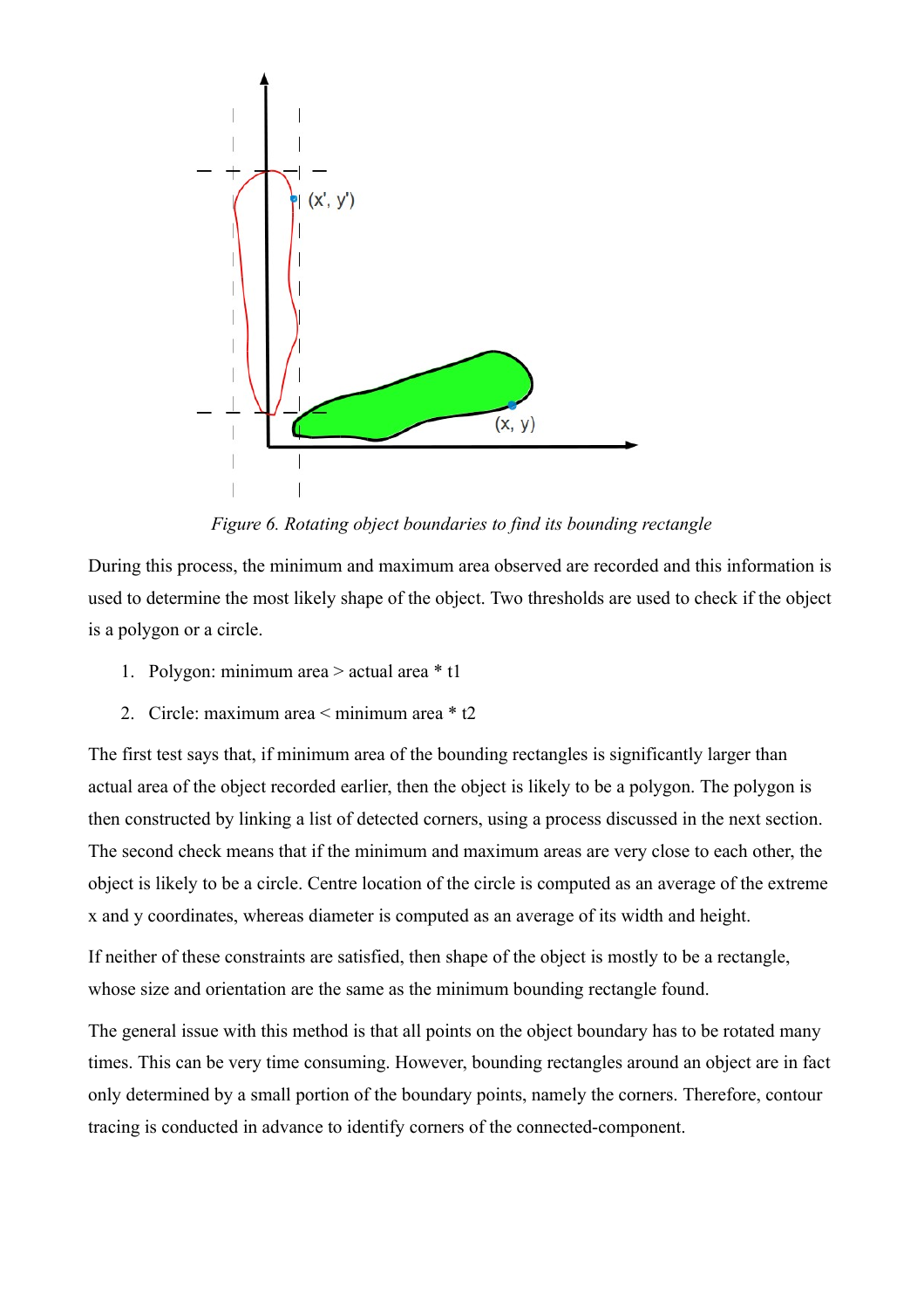*Figure 6. Rotating object boundaries to find its bounding rectangle*

During this process, the minimum and maximum area observed are recorded and this information is used to determine the most likely shape of the object. Two thresholds are used to check if the object is a polygon or a circle.

1. Polygon: minimum area > actual area * t1
2. Circle: maximum area < minimum area * t2

The first test says that, if minimum area of the bounding rectangles is significantly larger than actual area of the object recorded earlier, then the object is likely to be a polygon. The polygon is then constructed by linking a list of detected corners, using a process discussed in the next section. The second check means that if the minimum and maximum areas are very close to each other, the object is likely to be a circle. Centre location of the circle is computed as an average of the extreme x and y coordinates, whereas diameter is computed as an average of its width and height.

If neither of these constraints are satisfied, then shape of the object is mostly to be a rectangle, whose size and orientation are the same as the minimum bounding rectangle found.

The general issue with this method is that all points on the object boundary has to be rotated many times. This can be very time consuming. However, bounding rectangles around an object are in fact only determined by a small portion of the boundary points, namely the corners. Therefore, contour tracing is conducted in advance to identify corners of the connected-component.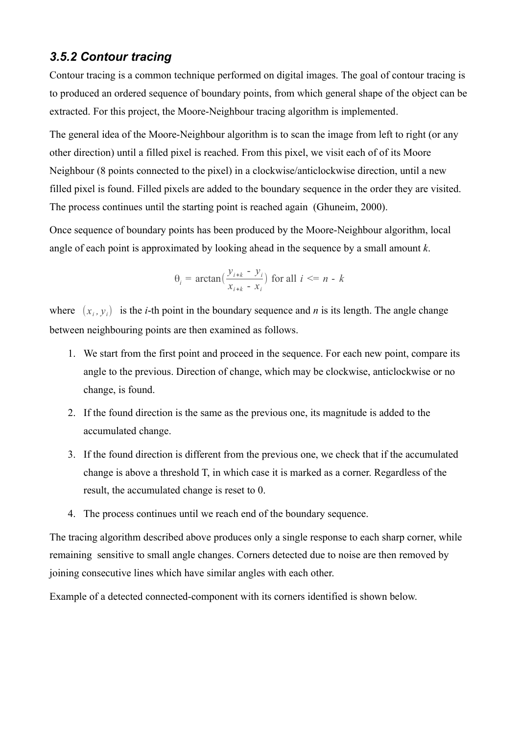### *3.5.2 Contour tracing*

Contour tracing is a common technique performed on digital images. The goal of contour tracing is to produced an ordered sequence of boundary points, from which general shape of the object can be extracted. For this project, the Moore-Neighbour tracing algorithm is implemented.

The general idea of the Moore-Neighbour algorithm is to scan the image from left to right (or any other direction) until a filled pixel is reached. From this pixel, we visit each of of its Moore Neighbour (8 points connected to the pixel) in a clockwise/anticlockwise direction, until a new filled pixel is found. Filled pixels are added to the boundary sequence in the order they are visited. The process continues until the starting point is reached again (Ghuneim, 2000).

Once sequence of boundary points has been produced by the Moore-Neighbour algorithm, local angle of each point is approximated by looking ahead in the sequence by a small amount *k*.

$$\theta_i = \arctan(\frac{y_{i+k} - y_i}{x_{i+k} - x_i}) \text{ for all } i <= n - k$$

where $(x_i, y_i)$ is the *i*-th point in the boundary sequence and *n* is its length. The angle change between neighbouring points are then examined as follows.

1. We start from the first point and proceed in the sequence. For each new point, compare its angle to the previous. Direction of change, which may be clockwise, anticlockwise or no change, is found.
2. If the found direction is the same as the previous one, its magnitude is added to the accumulated change.
3. If the found direction is different from the previous one, we check that if the accumulated change is above a threshold T, in which case it is marked as a corner. Regardless of the result, the accumulated change is reset to 0.
4. The process continues until we reach end of the boundary sequence.

The tracing algorithm described above produces only a single response to each sharp corner, while remaining sensitive to small angle changes. Corners detected due to noise are then removed by joining consecutive lines which have similar angles with each other.

Example of a detected connected-component with its corners identified is shown below.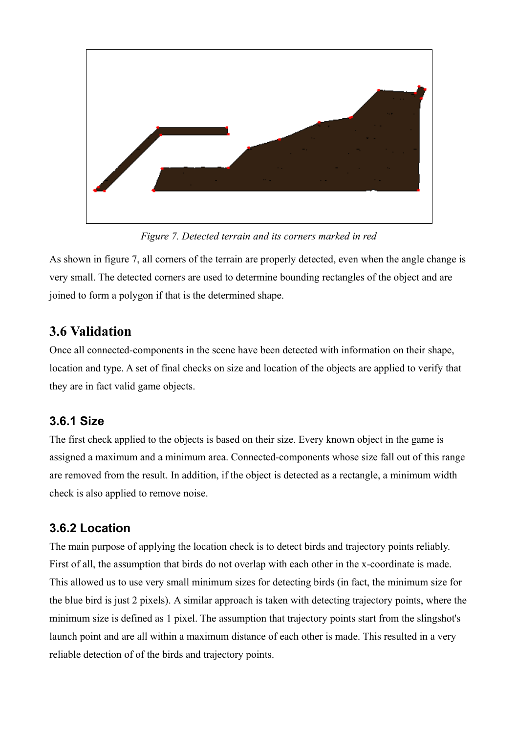*Figure 7. Detected terrain and its corners marked in red*

As shown in figure 7, all corners of the terrain are properly detected, even when the angle change is very small. The detected corners are used to determine bounding rectangles of the object and are joined to form a polygon if that is the determined shape.

## 3.6 Validation

Once all connected-components in the scene have been detected with information on their shape, location and type. A set of final checks on size and location of the objects are applied to verify that they are in fact valid game objects.

### 3.6.1 Size

The first check applied to the objects is based on their size. Every known object in the game is assigned a maximum and a minimum area. Connected-components whose size fall out of this range are removed from the result. In addition, if the object is detected as a rectangle, a minimum width check is also applied to remove noise.

### 3.6.2 Location

The main purpose of applying the location check is to detect birds and trajectory points reliably. First of all, the assumption that birds do not overlap with each other in the x-coordinate is made. This allowed us to use very small minimum sizes for detecting birds (in fact, the minimum size for the blue bird is just 2 pixels). A similar approach is taken with detecting trajectory points, where the minimum size is defined as 1 pixel. The assumption that trajectory points start from the slingshot's launch point and are all within a maximum distance of each other is made. This resulted in a very reliable detection of of the birds and trajectory points.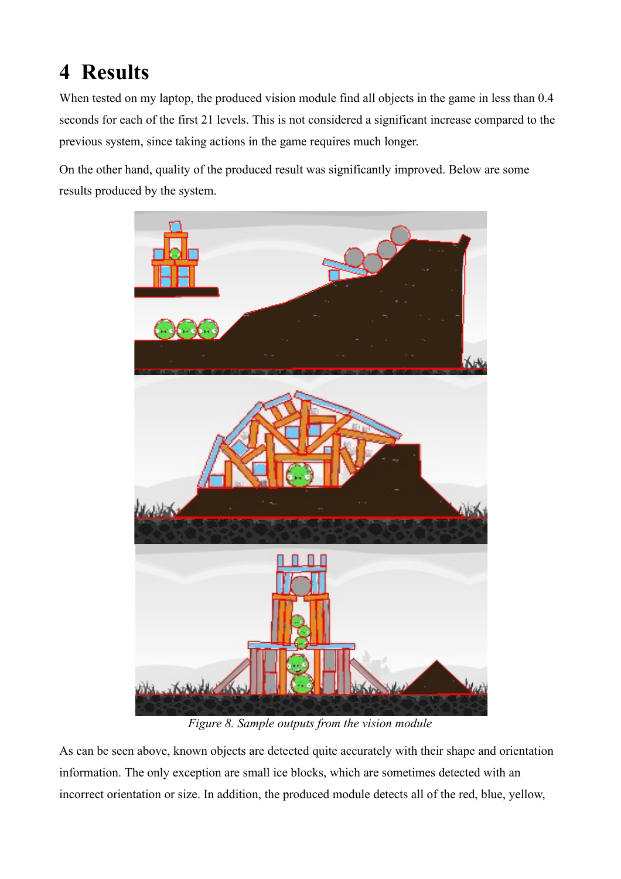# 4 Results

When tested on my laptop, the produced vision module find all objects in the game in less than 0.4 seconds for each of the first 21 levels. This is not considered a significant increase compared to the previous system, since taking actions in the game requires much longer.

On the other hand, quality of the produced result was significantly improved. Below are some results produced by the system.

*Figure 8. Sample outputs from the vision module*

As can be seen above, known objects are detected quite accurately with their shape and orientation information. The only exception are small ice blocks, which are sometimes detected with an incorrect orientation or size. In addition, the produced module detects all of the red, blue, yellow,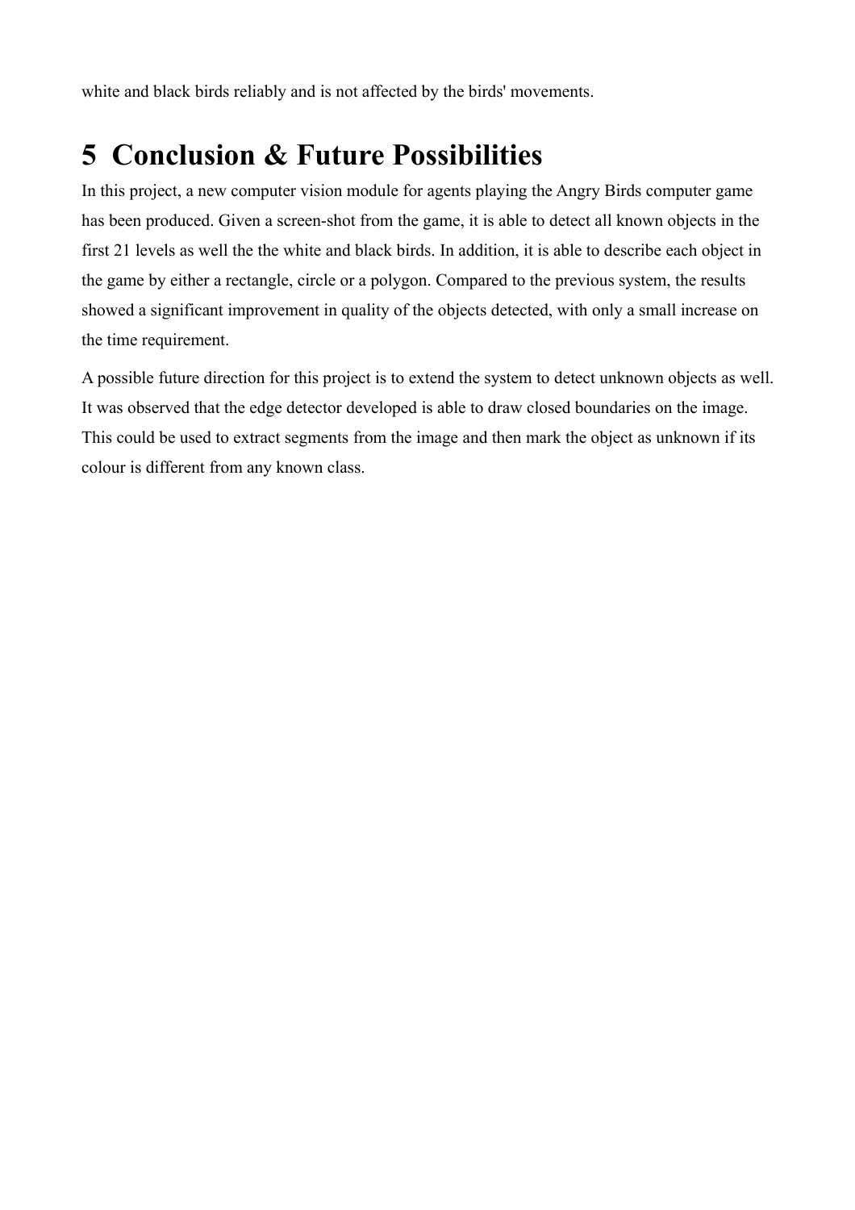white and black birds reliably and is not affected by the birds' movements.

# 5 Conclusion & Future Possibilities

In this project, a new computer vision module for agents playing the Angry Birds computer game has been produced. Given a screen-shot from the game, it is able to detect all known objects in the first 21 levels as well the the white and black birds. In addition, it is able to describe each object in the game by either a rectangle, circle or a polygon. Compared to the previous system, the results showed a significant improvement in quality of the objects detected, with only a small increase on the time requirement.

A possible future direction for this project is to extend the system to detect unknown objects as well. It was observed that the edge detector developed is able to draw closed boundaries on the image. This could be used to extract segments from the image and then mark the object as unknown if its colour is different from any known class.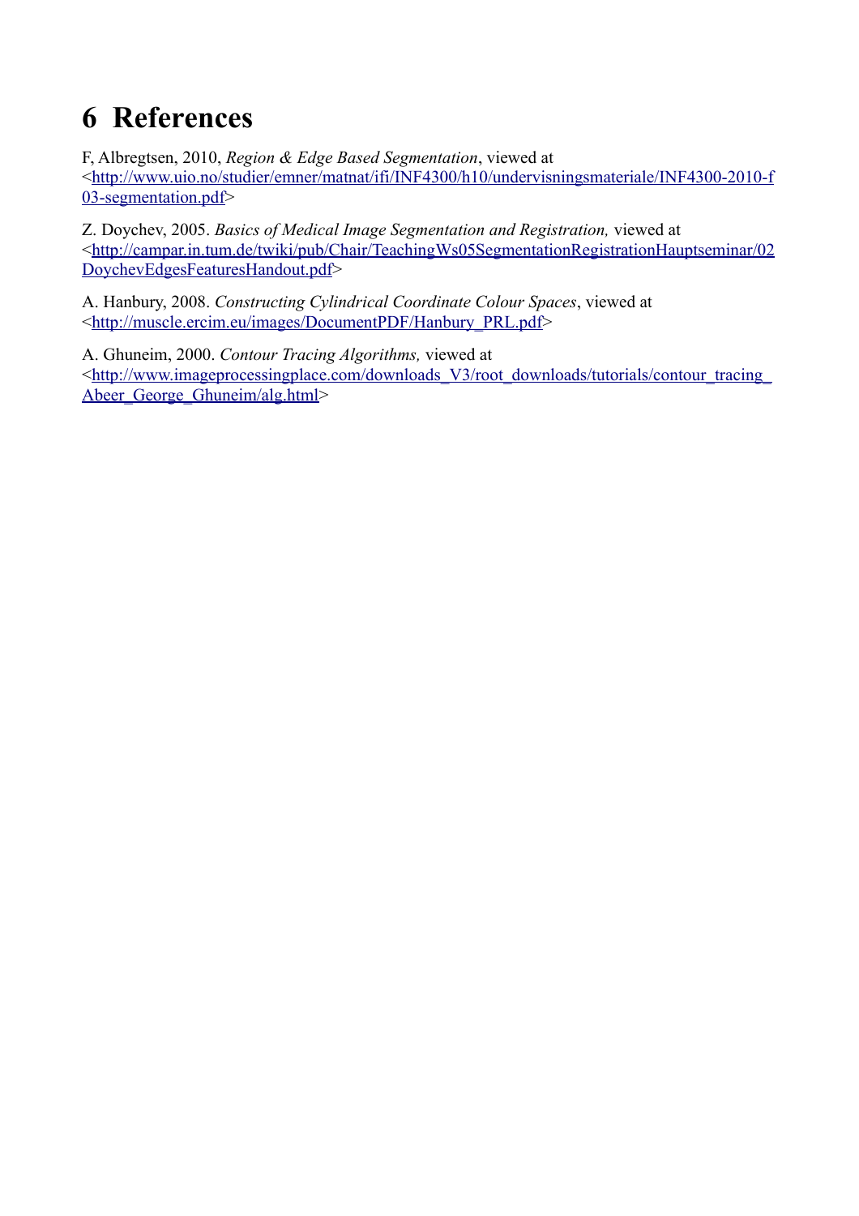# 6 References

F, Albregtsen, 2010, *Region & Edge Based Segmentation*, viewed at <http://www.uio.no/studier/emner/matnat/ifi/INF4300/h10/undervisningsmateriale/INF4300-2010-f03-segmentation.pdf>

Z. Doychev, 2005. *Basics of Medical Image Segmentation and Registration,* viewed at <http://campar.in.tum.de/twiki/pub/Chair/TeachingWs05SegmentationRegistrationHauptseminar/02DoychevEdgesFeaturesHandout.pdf>

A. Hanbury, 2008. *Constructing Cylindrical Coordinate Colour Spaces*, viewed at <http://muscle.ercim.eu/images/DocumentPDF/Hanbury_PRL.pdf>

A. Ghuneim, 2000. *Contour Tracing Algorithms,* viewed at <http://www.imageprocessingplace.com/downloads_V3/root_downloads/tutorials/contour_tracing_Abeer_George_Ghuneim/alg.html>